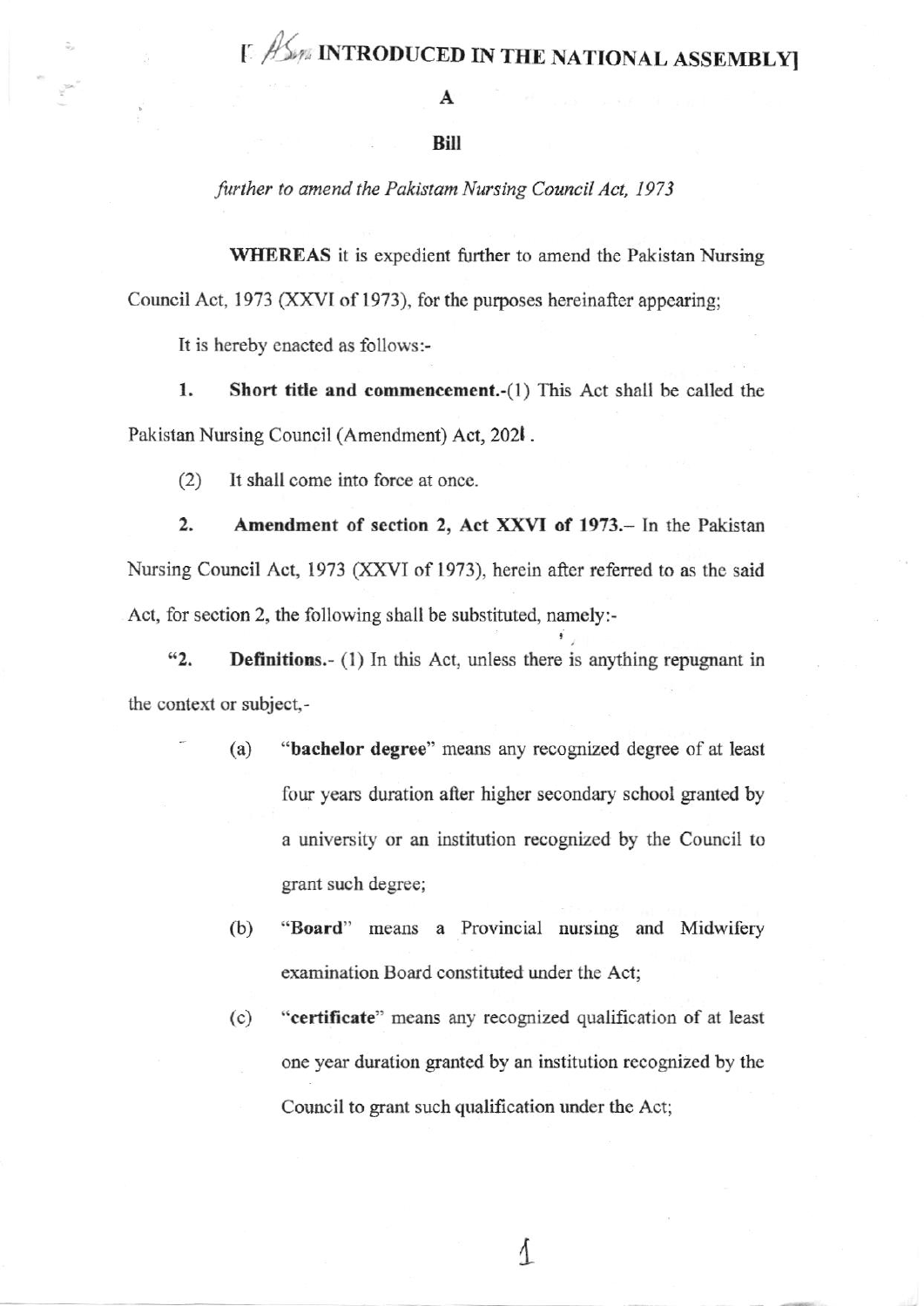# [ *AS* INTRODUCED IN THE NATIONAL ASSEMBLY]

**A**

**Bill**

*further to amend the Pakistam Nursing Council Act, 1973*

**WHEREAS** it is expedient further to amend the Pakistan Nursing Council Act, 1973 (XXVI of 1973), for the purposes hereinafter appearing;

It is hereby enacted as follows:-

1. **Short title and commencement.**-(1) This Act shall be called the Pakistan Nursing Council (Amendment) Act, 2021.

   (2) It shall come into force at once.

2. **Amendment of section 2, Act XXVI of 1973.**– In the Pakistan Nursing Council Act, 1973 (XXVI of 1973), herein after referred to as the said Act, for section 2, the following shall be substituted, namely:-

"2. **Definitions.**- (1) In this Act, unless there is anything repugnant in the context or subject,-

(a) "**bachelor degree**" means any recognized degree of at least four years duration after higher secondary school granted by a university or an institution recognized by the Council to grant such degree;

(b) "**Board**" means a Provincial nursing and Midwifery examination Board constituted under the Act;

(c) "**certificate**" means any recognized qualification of at least one year duration granted by an institution recognized by the Council to grant such qualification under the Act;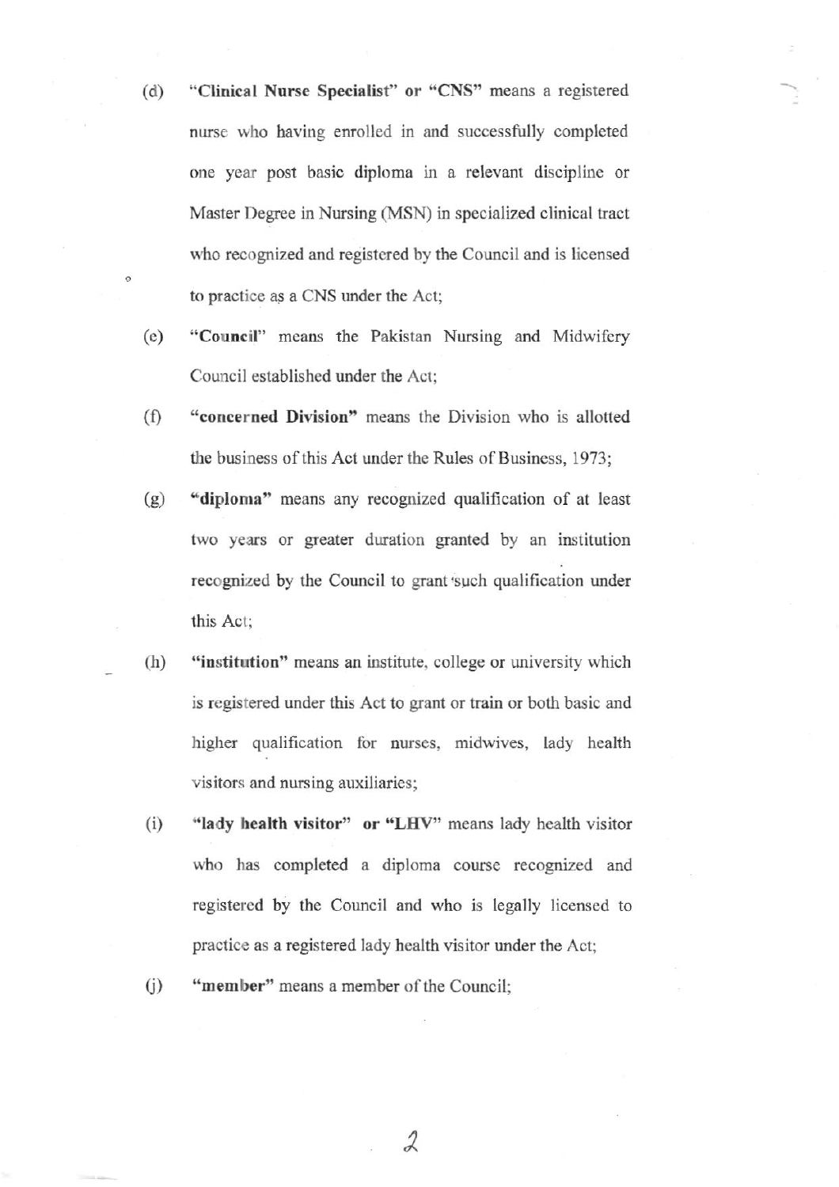(d) **"Clinical Nurse Specialist" or "CNS"** means a registered nurse who having enrolled in and successfully completed one year post basic diploma in a relevant discipline or Master Degree in Nursing (MSN) in specialized clinical tract who recognized and registered by the Council and is licensed to practice as a CNS under the Act;

(e) **"Council"** means the Pakistan Nursing and Midwifery Council established under the Act;

(f) **"concerned Division"** means the Division who is allotted the business of this Act under the Rules of Business, 1973;

(g) **"diploma"** means any recognized qualification of at least two years or greater duration granted by an institution recognized by the Council to grant such qualification under this Act;

(h) **"institution"** means an institute, college or university which is registered under this Act to grant or train or both basic and higher qualification for nurses, midwives, lady health visitors and nursing auxiliaries;

(i) **"lady health visitor" or "LHV"** means lady health visitor who has completed a diploma course recognized and registered by the Council and who is legally licensed to practice as a registered lady health visitor under the Act;

(j) **"member"** means a member of the Council;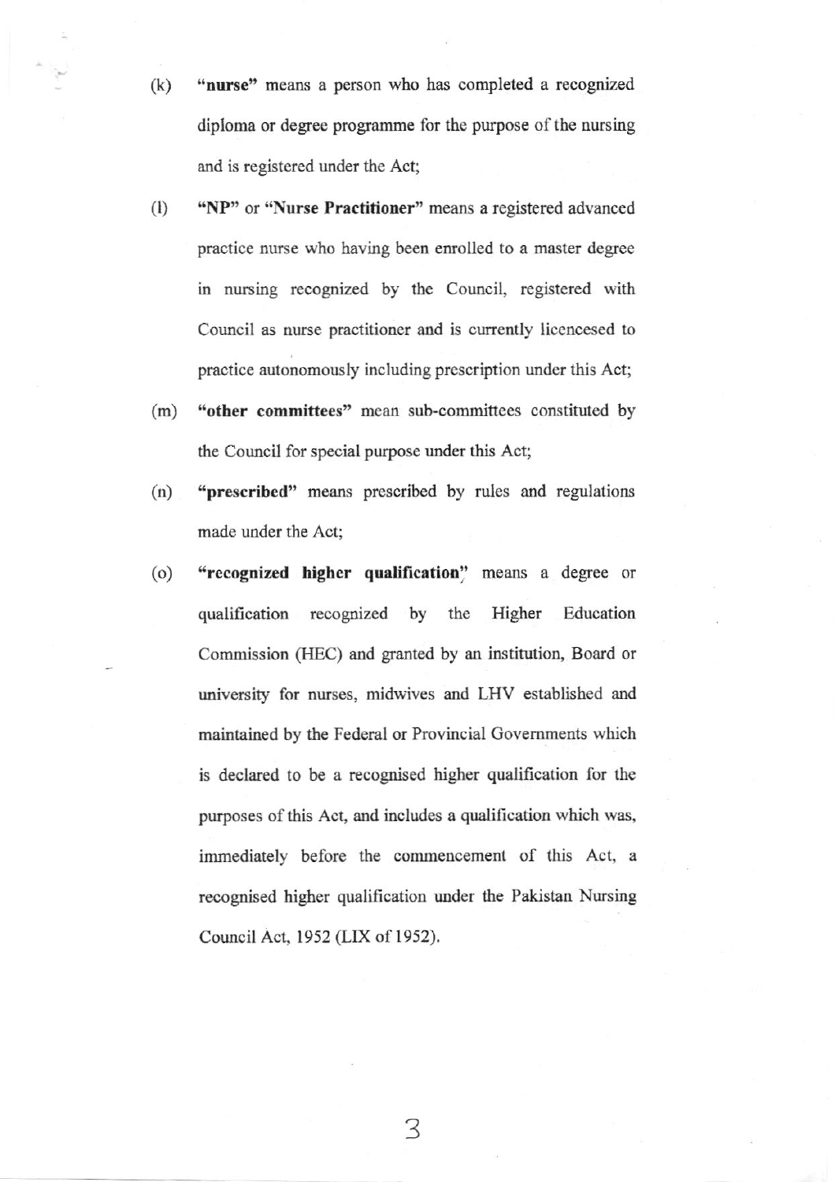(k) **"nurse"** means a person who has completed a recognized diploma or degree programme for the purpose of the nursing and is registered under the Act;

(l) **"NP"** or **"Nurse Practitioner"** means a registered advanced practice nurse who having been enrolled to a master degree in nursing recognized by the Council, registered with Council as nurse practitioner and is currently licencesed to practice autonomously including prescription under this Act;

(m) **"other committees"** mean sub-committees constituted by the Council for special purpose under this Act;

(n) **"prescribed"** means prescribed by rules and regulations made under the Act;

(o) **"recognized higher qualification"** means a degree or qualification recognized by the Higher Education Commission (HEC) and granted by an institution, Board or university for nurses, midwives and LHV established and maintained by the Federal or Provincial Governments which is declared to be a recognised higher qualification for the purposes of this Act, and includes a qualification which was, immediately before the commencement of this Act, a recognised higher qualification under the Pakistan Nursing Council Act, 1952 (LIX of 1952).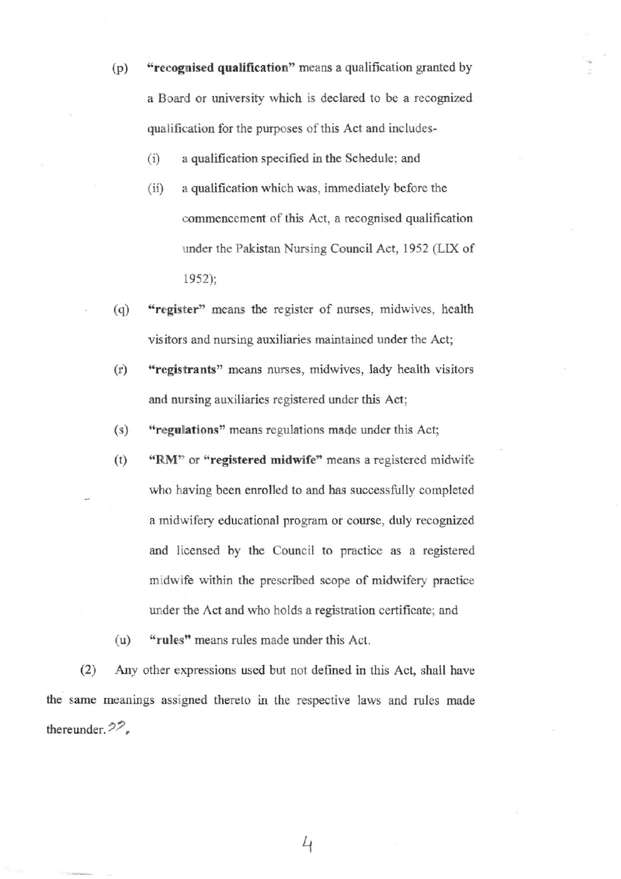(p) **"recognised qualification"** means a qualification granted by a Board or university which is declared to be a recognized qualification for the purposes of this Act and includes-

   (i) a qualification specified in the Schedule; and

   (ii) a qualification which was, immediately before the commencement of this Act, a recognised qualification under the Pakistan Nursing Council Act, 1952 (LIX of 1952);

(q) **"register"** means the register of nurses, midwives, health visitors and nursing auxiliaries maintained under the Act;

(r) **"registrants"** means nurses, midwives, lady health visitors and nursing auxiliaries registered under this Act;

(s) **"regulations"** means regulations made under this Act;

(t) **"RM"** or **"registered midwife"** means a registered midwife who having been enrolled to and has successfully completed a midwifery educational program or course, duly recognized and licensed by the Council to practice as a registered midwife within the prescribed scope of midwifery practice under the Act and who holds a registration certificate; and

(u) **"rules"** means rules made under this Act.

(2) Any other expressions used but not defined in this Act, shall have the same meanings assigned thereto in the respective laws and rules made thereunder.",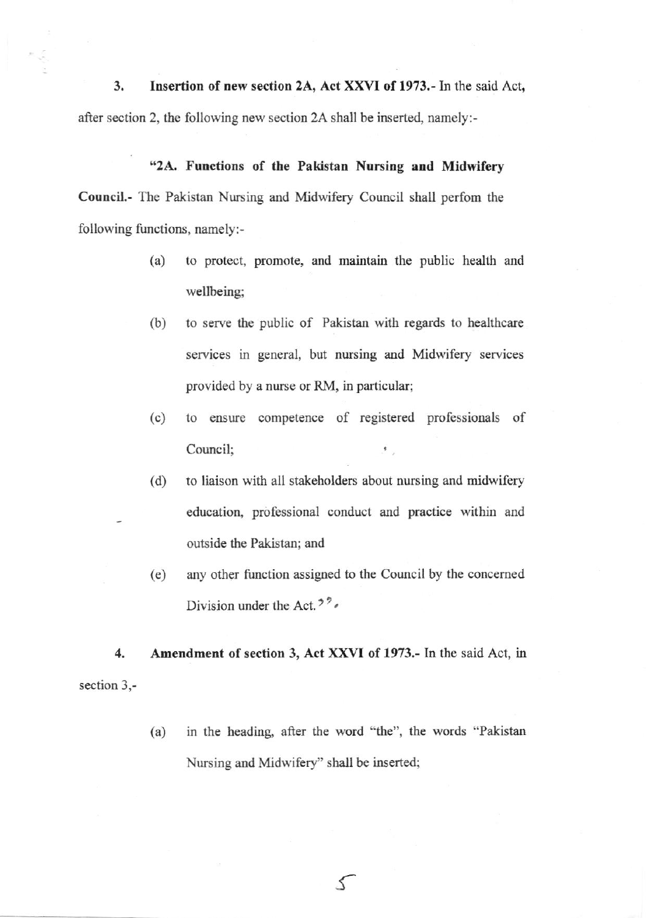**3. Insertion of new section 2A, Act XXVI of 1973.-** In the said Act, after section 2, the following new section 2A shall be inserted, namely:-

"**2A. Functions of the Pakistan Nursing and Midwifery Council.-** The Pakistan Nursing and Midwifery Council shall perfom the following functions, namely:-

(a) to protect, promote, and maintain the public health and wellbeing;

(b) to serve the public of Pakistan with regards to healthcare services in general, but nursing and Midwifery services provided by a nurse or RM, in particular;

(c) to ensure competence of registered professionals of Council;

(d) to liaison with all stakeholders about nursing and midwifery education, professional conduct and practice within and outside the Pakistan; and

(e) any other function assigned to the Council by the concerned Division under the Act.".

**4. Amendment of section 3, Act XXVI of 1973.-** In the said Act, in section 3,-

(a) in the heading, after the word "the", the words "Pakistan Nursing and Midwifery" shall be inserted;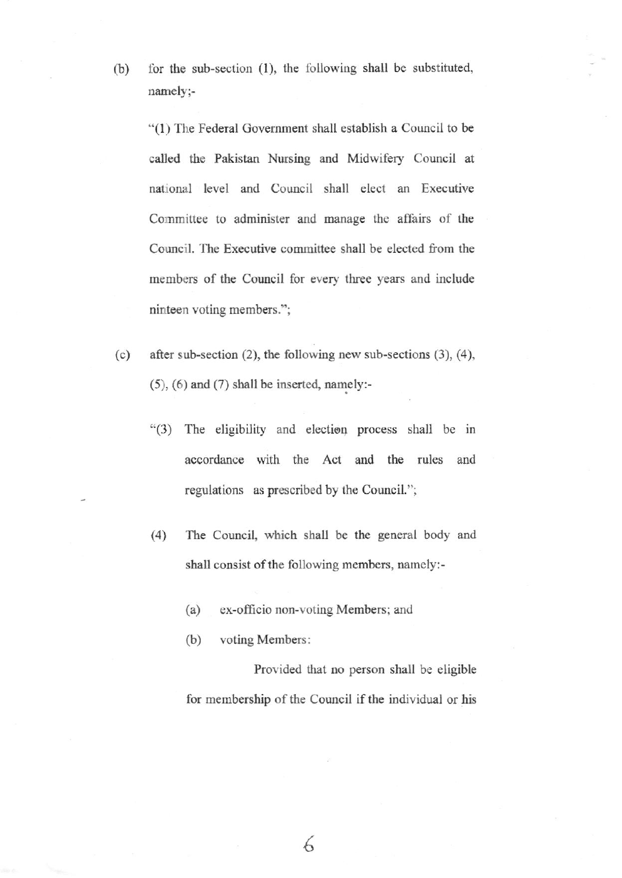(b) for the sub-section (1), the following shall be substituted, namely;-

"(1) The Federal Government shall establish a Council to be called the Pakistan Nursing and Midwifery Council at national level and Council shall elect an Executive Committee to administer and manage the affairs of the Council. The Executive committee shall be elected from the members of the Council for every three years and include ninteen voting members.";

(c) after sub-section (2), the following new sub-sections (3), (4), (5), (6) and (7) shall be inserted, namely:-

"(3) The eligibility and election process shall be in accordance with the Act and the rules and regulations as prescribed by the Council.";

(4) The Council, which shall be the general body and shall consist of the following members, namely:-

(a) ex-officio non-voting Members; and

(b) voting Members:

Provided that no person shall be eligible for membership of the Council if the individual or his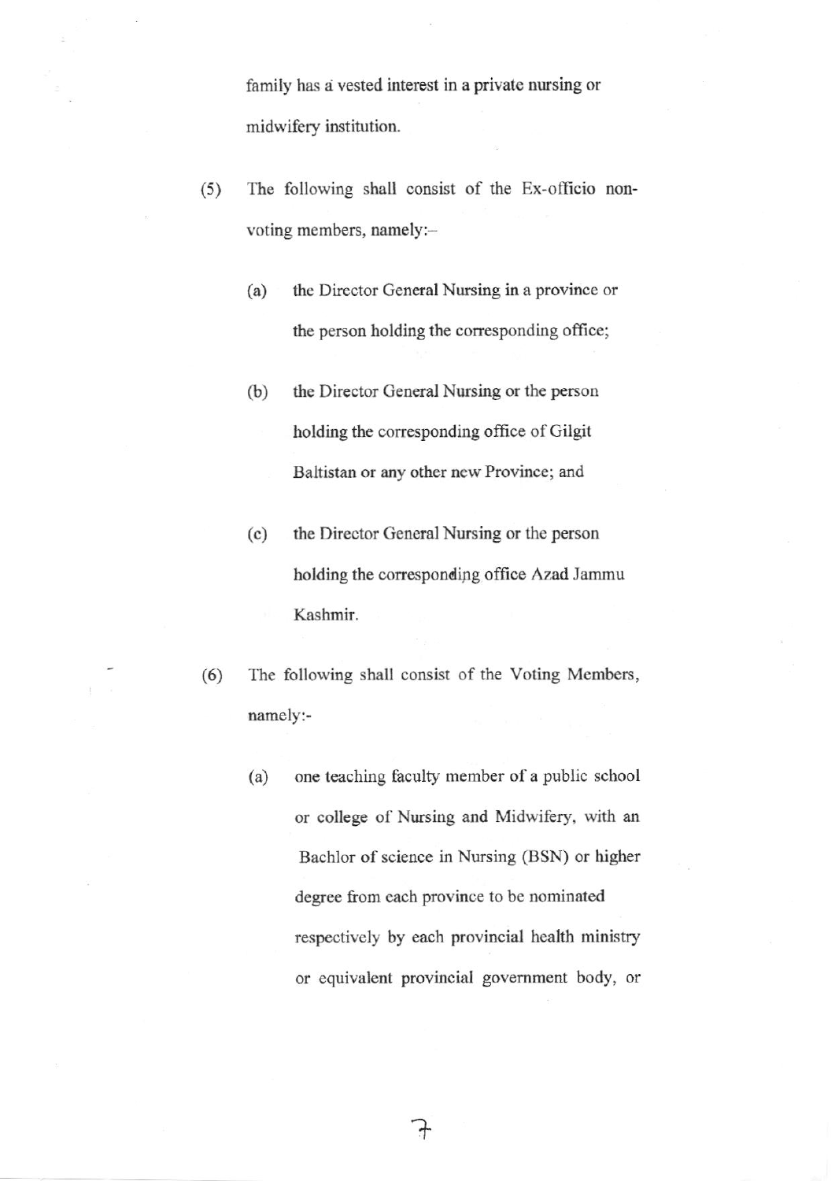family has a vested interest in a private nursing or midwifery institution.

(5) The following shall consist of the Ex-officio non-voting members, namely:–

(a) the Director General Nursing in a province or the person holding the corresponding office;

(b) the Director General Nursing or the person holding the corresponding office of Gilgit Baltistan or any other new Province; and

(c) the Director General Nursing or the person holding the corresponding office Azad Jammu Kashmir.

(6) The following shall consist of the Voting Members, namely:-

(a) one teaching faculty member of a public school or college of Nursing and Midwifery, with an Bachlor of science in Nursing (BSN) or higher degree from each province to be nominated respectively by each provincial health ministry or equivalent provincial government body, or